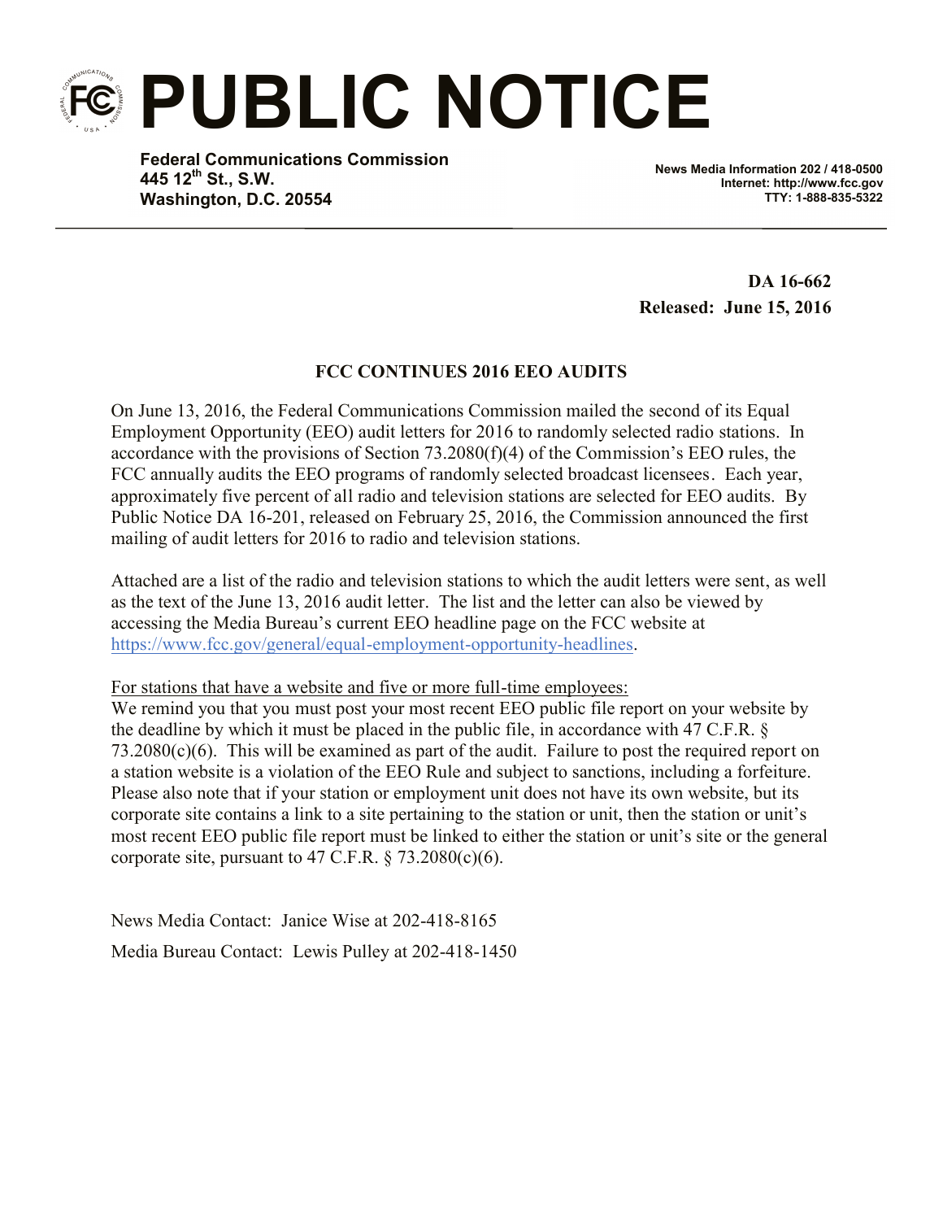# PUBLIC NOTICE

**Federal Communications Commission**
**445 12th St., S.W.**
**Washington, D.C. 20554**

**News Media Information 202 / 418-0500**
**Internet: http://www.fcc.gov**
**TTY: 1-888-835-5322**

**DA 16-662**
**Released: June 15, 2016**

**FCC CONTINUES 2016 EEO AUDITS**

On June 13, 2016, the Federal Communications Commission mailed the second of its Equal Employment Opportunity (EEO) audit letters for 2016 to randomly selected radio stations. In accordance with the provisions of Section 73.2080(f)(4) of the Commission's EEO rules, the FCC annually audits the EEO programs of randomly selected broadcast licensees. Each year, approximately five percent of all radio and television stations are selected for EEO audits. By Public Notice DA 16-201, released on February 25, 2016, the Commission announced the first mailing of audit letters for 2016 to radio and television stations.

Attached are a list of the radio and television stations to which the audit letters were sent, as well as the text of the June 13, 2016 audit letter. The list and the letter can also be viewed by accessing the Media Bureau's current EEO headline page on the FCC website at https://www.fcc.gov/general/equal-employment-opportunity-headlines.

For stations that have a website and five or more full-time employees:
We remind you that you must post your most recent EEO public file report on your website by the deadline by which it must be placed in the public file, in accordance with 47 C.F.R. § 73.2080(c)(6). This will be examined as part of the audit. Failure to post the required report on a station website is a violation of the EEO Rule and subject to sanctions, including a forfeiture. Please also note that if your station or employment unit does not have its own website, but its corporate site contains a link to a site pertaining to the station or unit, then the station or unit's most recent EEO public file report must be linked to either the station or unit's site or the general corporate site, pursuant to 47 C.F.R. § 73.2080(c)(6).

News Media Contact: Janice Wise at 202-418-8165

Media Bureau Contact: Lewis Pulley at 202-418-1450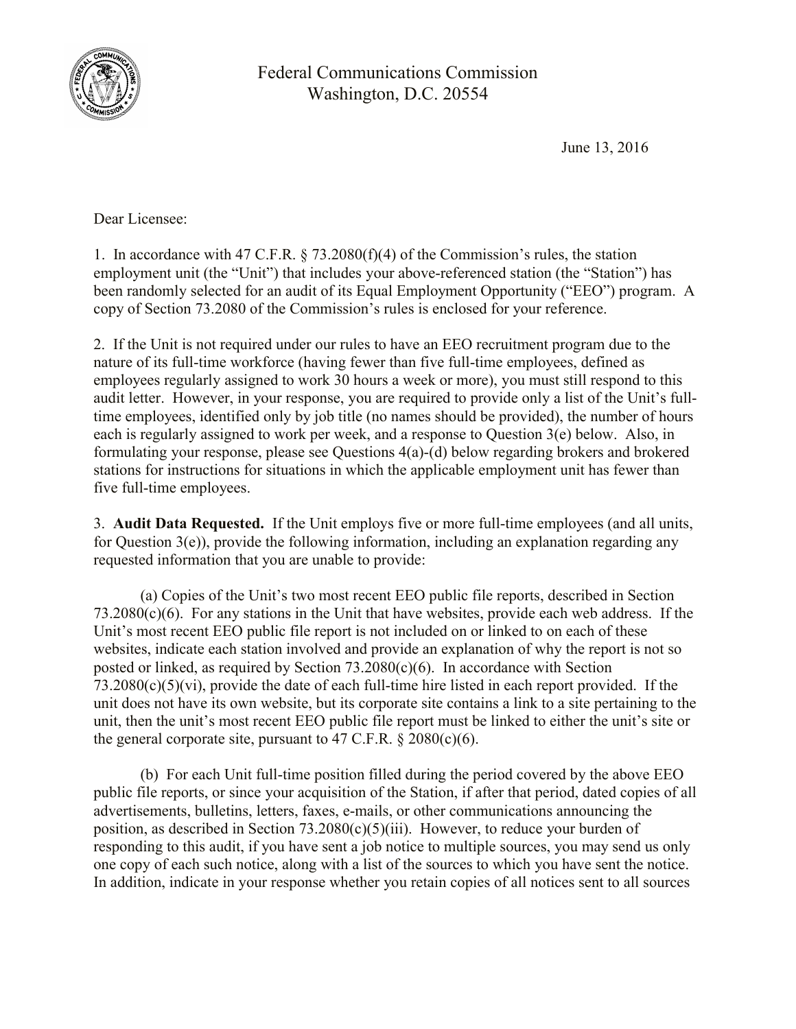Federal Communications Commission
Washington, D.C. 20554

June 13, 2016

Dear Licensee:

1. In accordance with 47 C.F.R. § 73.2080(f)(4) of the Commission's rules, the station employment unit (the "Unit") that includes your above-referenced station (the "Station") has been randomly selected for an audit of its Equal Employment Opportunity ("EEO") program. A copy of Section 73.2080 of the Commission's rules is enclosed for your reference.

2. If the Unit is not required under our rules to have an EEO recruitment program due to the nature of its full-time workforce (having fewer than five full-time employees, defined as employees regularly assigned to work 30 hours a week or more), you must still respond to this audit letter. However, in your response, you are required to provide only a list of the Unit's full-time employees, identified only by job title (no names should be provided), the number of hours each is regularly assigned to work per week, and a response to Question 3(e) below. Also, in formulating your response, please see Questions 4(a)-(d) below regarding brokers and brokered stations for instructions for situations in which the applicable employment unit has fewer than five full-time employees.

3. **Audit Data Requested.** If the Unit employs five or more full-time employees (and all units, for Question 3(e)), provide the following information, including an explanation regarding any requested information that you are unable to provide:

(a) Copies of the Unit's two most recent EEO public file reports, described in Section 73.2080(c)(6). For any stations in the Unit that have websites, provide each web address. If the Unit's most recent EEO public file report is not included on or linked to on each of these websites, indicate each station involved and provide an explanation of why the report is not so posted or linked, as required by Section 73.2080(c)(6). In accordance with Section 73.2080(c)(5)(vi), provide the date of each full-time hire listed in each report provided. If the unit does not have its own website, but its corporate site contains a link to a site pertaining to the unit, then the unit's most recent EEO public file report must be linked to either the unit's site or the general corporate site, pursuant to 47 C.F.R. § 2080(c)(6).

(b) For each Unit full-time position filled during the period covered by the above EEO public file reports, or since your acquisition of the Station, if after that period, dated copies of all advertisements, bulletins, letters, faxes, e-mails, or other communications announcing the position, as described in Section 73.2080(c)(5)(iii). However, to reduce your burden of responding to this audit, if you have sent a job notice to multiple sources, you may send us only one copy of each such notice, along with a list of the sources to which you have sent the notice. In addition, indicate in your response whether you retain copies of all notices sent to all sources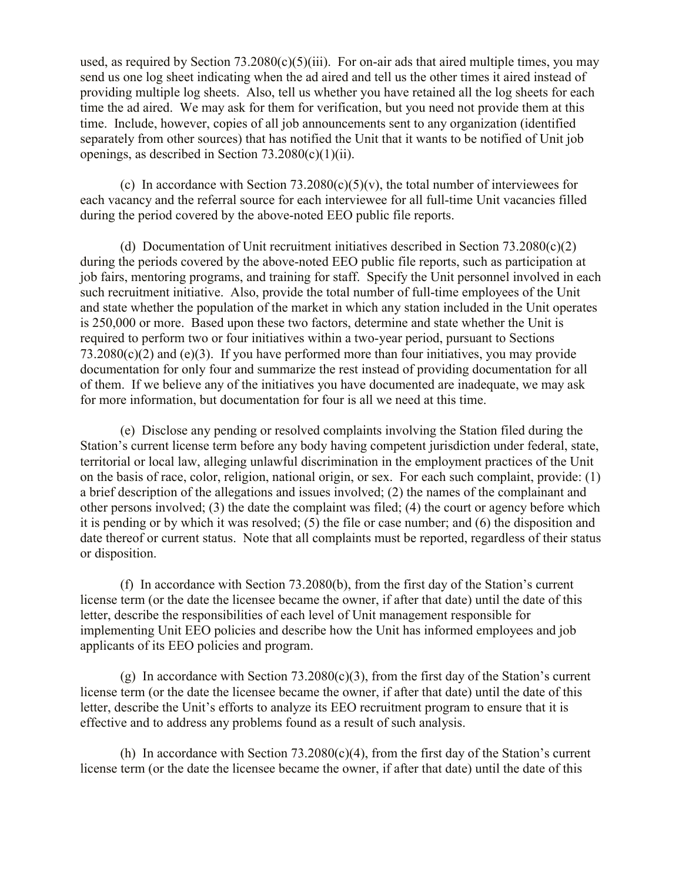used, as required by Section 73.2080(c)(5)(iii). For on-air ads that aired multiple times, you may send us one log sheet indicating when the ad aired and tell us the other times it aired instead of providing multiple log sheets. Also, tell us whether you have retained all the log sheets for each time the ad aired. We may ask for them for verification, but you need not provide them at this time. Include, however, copies of all job announcements sent to any organization (identified separately from other sources) that has notified the Unit that it wants to be notified of Unit job openings, as described in Section 73.2080(c)(1)(ii).

(c) In accordance with Section 73.2080(c)(5)(v), the total number of interviewees for each vacancy and the referral source for each interviewee for all full-time Unit vacancies filled during the period covered by the above-noted EEO public file reports.

(d) Documentation of Unit recruitment initiatives described in Section 73.2080(c)(2) during the periods covered by the above-noted EEO public file reports, such as participation at job fairs, mentoring programs, and training for staff. Specify the Unit personnel involved in each such recruitment initiative. Also, provide the total number of full-time employees of the Unit and state whether the population of the market in which any station included in the Unit operates is 250,000 or more. Based upon these two factors, determine and state whether the Unit is required to perform two or four initiatives within a two-year period, pursuant to Sections 73.2080(c)(2) and (e)(3). If you have performed more than four initiatives, you may provide documentation for only four and summarize the rest instead of providing documentation for all of them. If we believe any of the initiatives you have documented are inadequate, we may ask for more information, but documentation for four is all we need at this time.

(e) Disclose any pending or resolved complaints involving the Station filed during the Station's current license term before any body having competent jurisdiction under federal, state, territorial or local law, alleging unlawful discrimination in the employment practices of the Unit on the basis of race, color, religion, national origin, or sex. For each such complaint, provide: (1) a brief description of the allegations and issues involved; (2) the names of the complainant and other persons involved; (3) the date the complaint was filed; (4) the court or agency before which it is pending or by which it was resolved; (5) the file or case number; and (6) the disposition and date thereof or current status. Note that all complaints must be reported, regardless of their status or disposition.

(f) In accordance with Section 73.2080(b), from the first day of the Station's current license term (or the date the licensee became the owner, if after that date) until the date of this letter, describe the responsibilities of each level of Unit management responsible for implementing Unit EEO policies and describe how the Unit has informed employees and job applicants of its EEO policies and program.

(g) In accordance with Section 73.2080(c)(3), from the first day of the Station's current license term (or the date the licensee became the owner, if after that date) until the date of this letter, describe the Unit's efforts to analyze its EEO recruitment program to ensure that it is effective and to address any problems found as a result of such analysis.

(h) In accordance with Section 73.2080(c)(4), from the first day of the Station's current license term (or the date the licensee became the owner, if after that date) until the date of this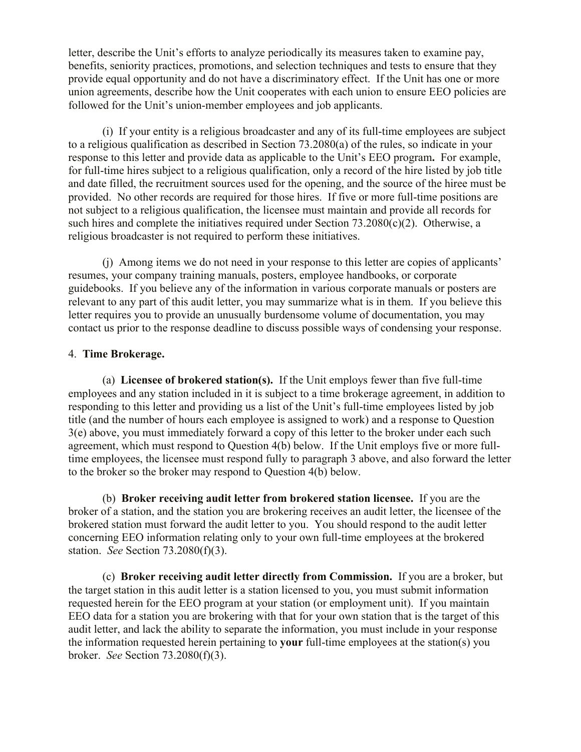letter, describe the Unit's efforts to analyze periodically its measures taken to examine pay, benefits, seniority practices, promotions, and selection techniques and tests to ensure that they provide equal opportunity and do not have a discriminatory effect. If the Unit has one or more union agreements, describe how the Unit cooperates with each union to ensure EEO policies are followed for the Unit's union-member employees and job applicants.

(i) If your entity is a religious broadcaster and any of its full-time employees are subject to a religious qualification as described in Section 73.2080(a) of the rules, so indicate in your response to this letter and provide data as applicable to the Unit's EEO program**.** For example, for full-time hires subject to a religious qualification, only a record of the hire listed by job title and date filled, the recruitment sources used for the opening, and the source of the hiree must be provided. No other records are required for those hires. If five or more full-time positions are not subject to a religious qualification, the licensee must maintain and provide all records for such hires and complete the initiatives required under Section 73.2080(c)(2). Otherwise, a religious broadcaster is not required to perform these initiatives.

(j) Among items we do not need in your response to this letter are copies of applicants' resumes, your company training manuals, posters, employee handbooks, or corporate guidebooks. If you believe any of the information in various corporate manuals or posters are relevant to any part of this audit letter, you may summarize what is in them. If you believe this letter requires you to provide an unusually burdensome volume of documentation, you may contact us prior to the response deadline to discuss possible ways of condensing your response.

4. **Time Brokerage.**

(a) **Licensee of brokered station(s).** If the Unit employs fewer than five full-time employees and any station included in it is subject to a time brokerage agreement, in addition to responding to this letter and providing us a list of the Unit's full-time employees listed by job title (and the number of hours each employee is assigned to work) and a response to Question 3(e) above, you must immediately forward a copy of this letter to the broker under each such agreement, which must respond to Question 4(b) below. If the Unit employs five or more full-time employees, the licensee must respond fully to paragraph 3 above, and also forward the letter to the broker so the broker may respond to Question 4(b) below.

(b) **Broker receiving audit letter from brokered station licensee.** If you are the broker of a station, and the station you are brokering receives an audit letter, the licensee of the brokered station must forward the audit letter to you. You should respond to the audit letter concerning EEO information relating only to your own full-time employees at the brokered station. *See* Section 73.2080(f)(3).

(c) **Broker receiving audit letter directly from Commission.** If you are a broker, but the target station in this audit letter is a station licensed to you, you must submit information requested herein for the EEO program at your station (or employment unit). If you maintain EEO data for a station you are brokering with that for your own station that is the target of this audit letter, and lack the ability to separate the information, you must include in your response the information requested herein pertaining to **your** full-time employees at the station(s) you broker. *See* Section 73.2080(f)(3).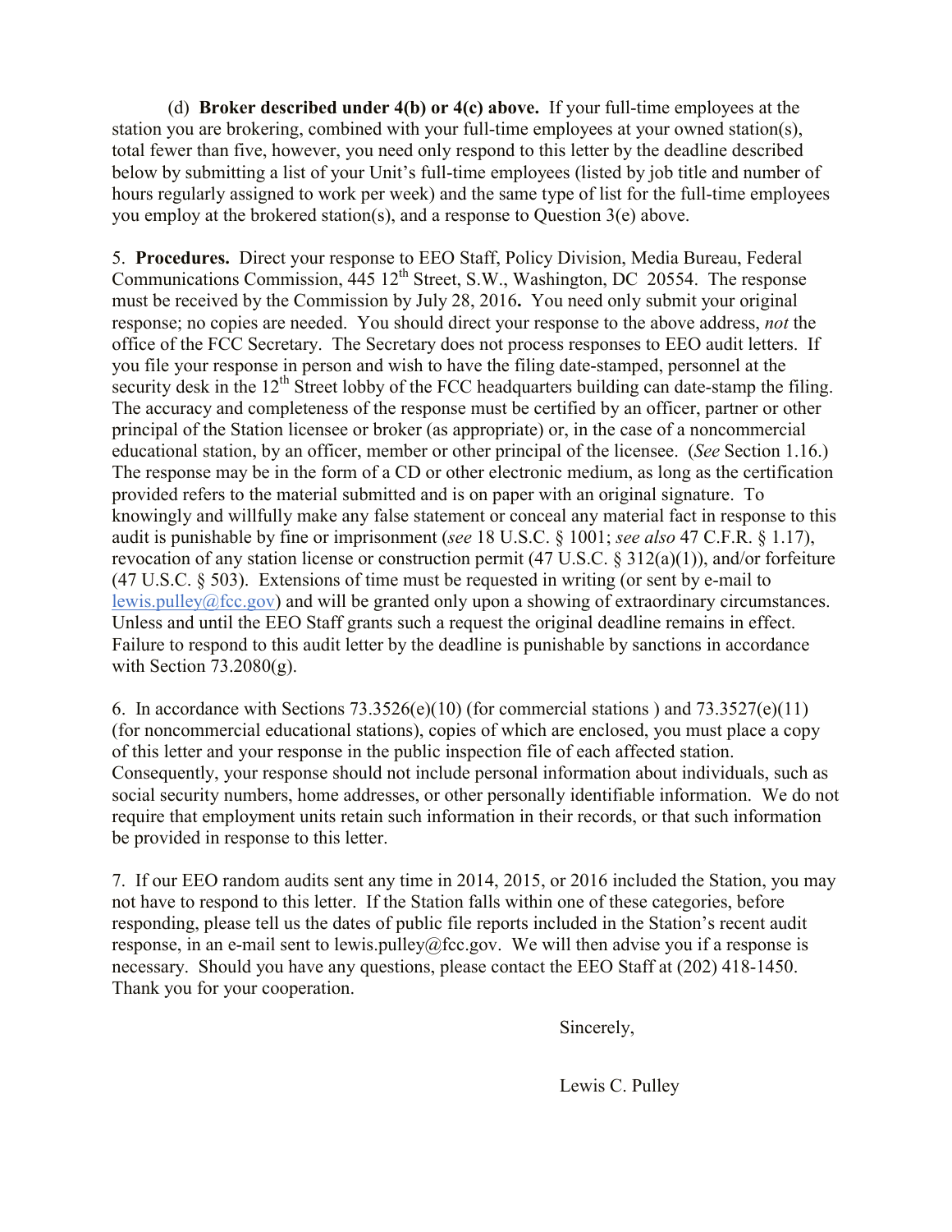(d) **Broker described under 4(b) or 4(c) above.** If your full-time employees at the station you are brokering, combined with your full-time employees at your owned station(s), total fewer than five, however, you need only respond to this letter by the deadline described below by submitting a list of your Unit's full-time employees (listed by job title and number of hours regularly assigned to work per week) and the same type of list for the full-time employees you employ at the brokered station(s), and a response to Question 3(e) above.

5. **Procedures.** Direct your response to EEO Staff, Policy Division, Media Bureau, Federal Communications Commission, 445 12th Street, S.W., Washington, DC 20554. The response must be received by the Commission by July 28, 2016**.** You need only submit your original response; no copies are needed. You should direct your response to the above address, *not* the office of the FCC Secretary. The Secretary does not process responses to EEO audit letters. If you file your response in person and wish to have the filing date-stamped, personnel at the security desk in the 12th Street lobby of the FCC headquarters building can date-stamp the filing. The accuracy and completeness of the response must be certified by an officer, partner or other principal of the Station licensee or broker (as appropriate) or, in the case of a noncommercial educational station, by an officer, member or other principal of the licensee. (*See* Section 1.16.) The response may be in the form of a CD or other electronic medium, as long as the certification provided refers to the material submitted and is on paper with an original signature. To knowingly and willfully make any false statement or conceal any material fact in response to this audit is punishable by fine or imprisonment (*see* 18 U.S.C. § 1001; *see also* 47 C.F.R. § 1.17), revocation of any station license or construction permit (47 U.S.C. § 312(a)(1)), and/or forfeiture (47 U.S.C. § 503). Extensions of time must be requested in writing (or sent by e-mail to lewis.pulley@fcc.gov) and will be granted only upon a showing of extraordinary circumstances. Unless and until the EEO Staff grants such a request the original deadline remains in effect. Failure to respond to this audit letter by the deadline is punishable by sanctions in accordance with Section 73.2080(g).

6. In accordance with Sections 73.3526(e)(10) (for commercial stations ) and 73.3527(e)(11) (for noncommercial educational stations), copies of which are enclosed, you must place a copy of this letter and your response in the public inspection file of each affected station. Consequently, your response should not include personal information about individuals, such as social security numbers, home addresses, or other personally identifiable information. We do not require that employment units retain such information in their records, or that such information be provided in response to this letter.

7. If our EEO random audits sent any time in 2014, 2015, or 2016 included the Station, you may not have to respond to this letter. If the Station falls within one of these categories, before responding, please tell us the dates of public file reports included in the Station's recent audit response, in an e-mail sent to lewis.pulley@fcc.gov. We will then advise you if a response is necessary. Should you have any questions, please contact the EEO Staff at (202) 418-1450. Thank you for your cooperation.

Sincerely,

Lewis C. Pulley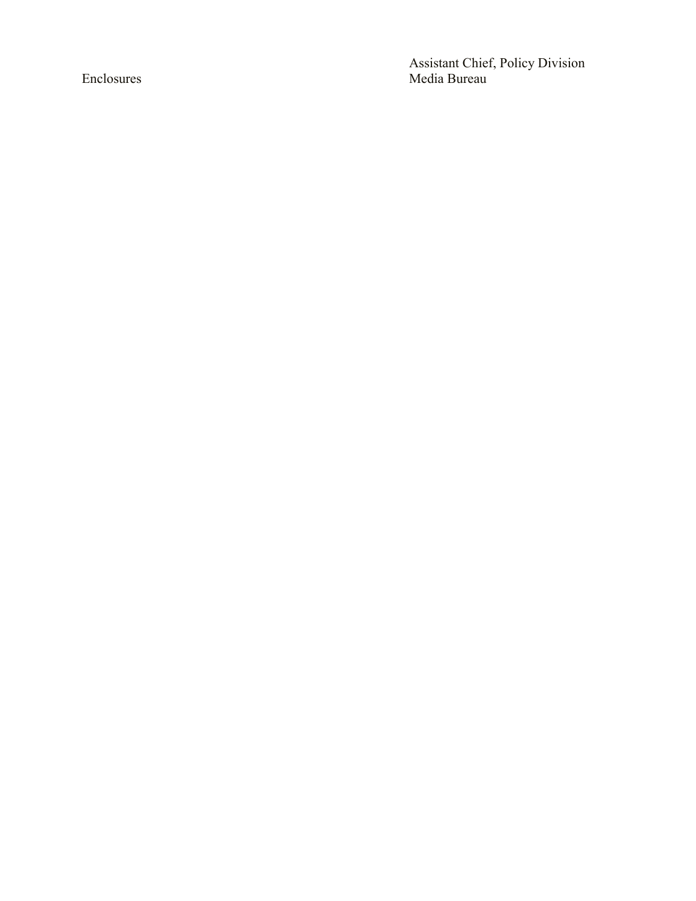Assistant Chief, Policy Division
Media Bureau

Enclosures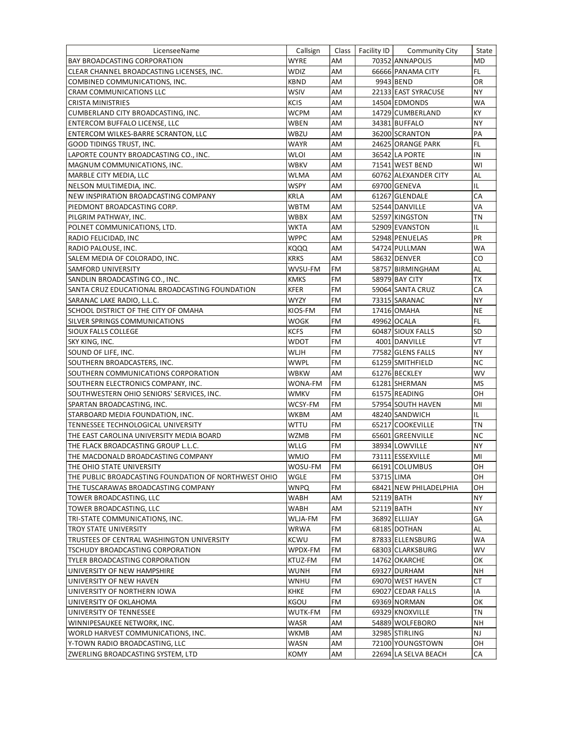| LicenseeName | Callsign | Class | Facility ID | Community City | State |
|---|---|---|---|---|---|
| BAY BROADCASTING CORPORATION | WYRE | AM | 70352 | ANNAPOLIS | MD |
| CLEAR CHANNEL BROADCASTING LICENSES, INC. | WDIZ | AM | 66666 | PANAMA CITY | FL |
| COMBINED COMMUNICATIONS, INC. | KBND | AM | 9943 | BEND | OR |
| CRAM COMMUNICATIONS LLC | WSIV | AM | 22133 | EAST SYRACUSE | NY |
| CRISTA MINISTRIES | KCIS | AM | 14504 | EDMONDS | WA |
| CUMBERLAND CITY BROADCASTING, INC. | WCPM | AM | 14729 | CUMBERLAND | KY |
| ENTERCOM BUFFALO LICENSE, LLC | WBEN | AM | 34381 | BUFFALO | NY |
| ENTERCOM WILKES-BARRE SCRANTON, LLC | WBZU | AM | 36200 | SCRANTON | PA |
| GOOD TIDINGS TRUST, INC. | WAYR | AM | 24625 | ORANGE PARK | FL |
| LAPORTE COUNTY BROADCASTING CO., INC. | WLOI | AM | 36542 | LA PORTE | IN |
| MAGNUM COMMUNICATIONS, INC. | WBKV | AM | 71541 | WEST BEND | WI |
| MARBLE CITY MEDIA, LLC | WLMA | AM | 60762 | ALEXANDER CITY | AL |
| NELSON MULTIMEDIA, INC. | WSPY | AM | 69700 | GENEVA | IL |
| NEW INSPIRATION BROADCASTING COMPANY | KRLA | AM | 61267 | GLENDALE | CA |
| PIEDMONT BROADCASTING CORP. | WBTM | AM | 52544 | DANVILLE | VA |
| PILGRIM PATHWAY, INC. | WBBX | AM | 52597 | KINGSTON | TN |
| POLNET COMMUNICATIONS, LTD. | WKTA | AM | 52909 | EVANSTON | IL |
| RADIO FELICIDAD, INC | WPPC | AM | 52948 | PENUELAS | PR |
| RADIO PALOUSE, INC. | KQQQ | AM | 54724 | PULLMAN | WA |
| SALEM MEDIA OF COLORADO, INC. | KRKS | AM | 58632 | DENVER | CO |
| SAMFORD UNIVERSITY | WVSU-FM | FM | 58757 | BIRMINGHAM | AL |
| SANDLIN BROADCASTING CO., INC. | KMKS | FM | 58979 | BAY CITY | TX |
| SANTA CRUZ EDUCATIONAL BROADCASTING FOUNDATION | KFER | FM | 59064 | SANTA CRUZ | CA |
| SARANAC LAKE RADIO, L.L.C. | WYZY | FM | 73315 | SARANAC | NY |
| SCHOOL DISTRICT OF THE CITY OF OMAHA | KIOS-FM | FM | 17416 | OMAHA | NE |
| SILVER SPRINGS COMMUNICATIONS | WOGK | FM | 49962 | OCALA | FL |
| SIOUX FALLS COLLEGE | KCFS | FM | 60487 | SIOUX FALLS | SD |
| SKY KING, INC. | WDOT | FM | 4001 | DANVILLE | VT |
| SOUND OF LIFE, INC. | WLJH | FM | 77582 | GLENS FALLS | NY |
| SOUTHERN BROADCASTERS, INC. | WWPL | FM | 61259 | SMITHFIELD | NC |
| SOUTHERN COMMUNICATIONS CORPORATION | WBKW | AM | 61276 | BECKLEY | WV |
| SOUTHERN ELECTRONICS COMPANY, INC. | WONA-FM | FM | 61281 | SHERMAN | MS |
| SOUTHWESTERN OHIO SENIORS' SERVICES, INC. | WMKV | FM | 61575 | READING | OH |
| SPARTAN BROADCASTING, INC. | WCSY-FM | FM | 57954 | SOUTH HAVEN | MI |
| STARBOARD MEDIA FOUNDATION, INC. | WKBM | AM | 48240 | SANDWICH | IL |
| TENNESSEE TECHNOLOGICAL UNIVERSITY | WTTU | FM | 65217 | COOKEVILLE | TN |
| THE EAST CAROLINA UNIVERSITY MEDIA BOARD | WZMB | FM | 65601 | GREENVILLE | NC |
| THE FLACK BROADCASTING GROUP L.L.C. | WLLG | FM | 38934 | LOWVILLE | NY |
| THE MACDONALD BROADCASTING COMPANY | WMJO | FM | 73111 | ESSEXVILLE | MI |
| THE OHIO STATE UNIVERSITY | WOSU-FM | FM | 66191 | COLUMBUS | OH |
| THE PUBLIC BROADCASTING FOUNDATION OF NORTHWEST OHIO | WGLE | FM | 53715 | LIMA | OH |
| THE TUSCARAWAS BROADCASTING COMPANY | WNPQ | FM | 68421 | NEW PHILADELPHIA | OH |
| TOWER BROADCASTING, LLC | WABH | AM | 52119 | BATH | NY |
| TOWER BROADCASTING, LLC | WABH | AM | 52119 | BATH | NY |
| TRI-STATE COMMUNICATIONS, INC. | WLJA-FM | FM | 36892 | ELLIJAY | GA |
| TROY STATE UNIVERSITY | WRWA | FM | 68185 | DOTHAN | AL |
| TRUSTEES OF CENTRAL WASHINGTON UNIVERSITY | KCWU | FM | 87833 | ELLENSBURG | WA |
| TSCHUDY BROADCASTING CORPORATION | WPDX-FM | FM | 68303 | CLARKSBURG | WV |
| TYLER BROADCASTING CORPORATION | KTUZ-FM | FM | 14762 | OKARCHE | OK |
| UNIVERSITY OF NEW HAMPSHIRE | WUNH | FM | 69327 | DURHAM | NH |
| UNIVERSITY OF NEW HAVEN | WNHU | FM | 69070 | WEST HAVEN | CT |
| UNIVERSITY OF NORTHERN IOWA | KHKE | FM | 69027 | CEDAR FALLS | IA |
| UNIVERSITY OF OKLAHOMA | KGOU | FM | 69369 | NORMAN | OK |
| UNIVERSITY OF TENNESSEE | WUTK-FM | FM | 69329 | KNOXVILLE | TN |
| WINNIPESAUKEE NETWORK, INC. | WASR | AM | 54889 | WOLFEBORO | NH |
| WORLD HARVEST COMMUNICATIONS, INC. | WKMB | AM | 32985 | STIRLING | NJ |
| Y-TOWN RADIO BROADCASTING, LLC | WASN | AM | 72100 | YOUNGSTOWN | OH |
| ZWERLING BROADCASTING SYSTEM, LTD | KOMY | AM | 22694 | LA SELVA BEACH | CA |